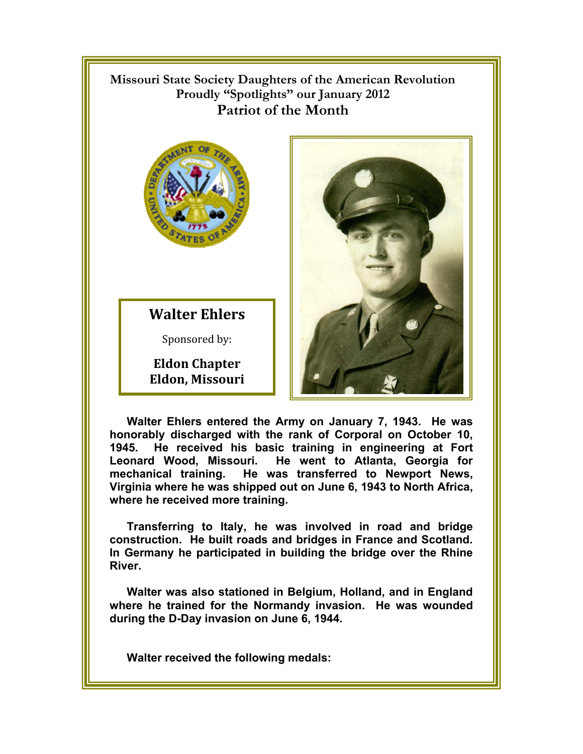# Missouri State Society Daughters of the American Revolution
## Proudly "Spotlights" our January 2012
## Patriot of the Month

### Walter Ehlers

Sponsored by:

**Eldon Chapter**
**Eldon, Missouri**

**Walter Ehlers entered the Army on January 7, 1943. He was honorably discharged with the rank of Corporal on October 10, 1945. He received his basic training in engineering at Fort Leonard Wood, Missouri. He went to Atlanta, Georgia for mechanical training. He was transferred to Newport News, Virginia where he was shipped out on June 6, 1943 to North Africa, where he received more training.**

**Transferring to Italy, he was involved in road and bridge construction. He built roads and bridges in France and Scotland. In Germany he participated in building the bridge over the Rhine River.**

**Walter was also stationed in Belgium, Holland, and in England where he trained for the Normandy invasion. He was wounded during the D-Day invasion on June 6, 1944.**

**Walter received the following medals:**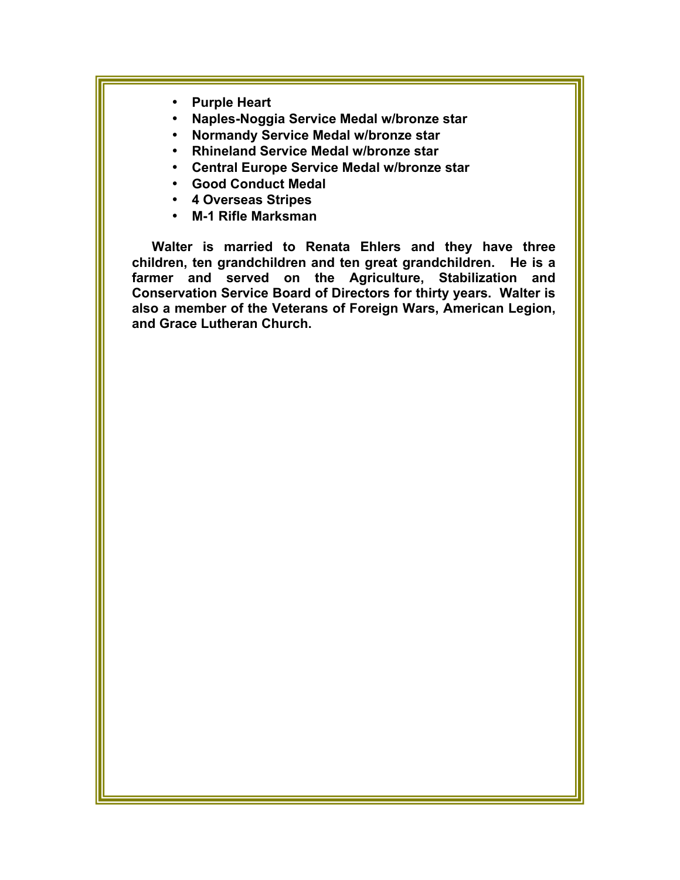- **Purple Heart**
- **Naples-Noggia Service Medal w/bronze star**
- **Normandy Service Medal w/bronze star**
- **Rhineland Service Medal w/bronze star**
- **Central Europe Service Medal w/bronze star**
- **Good Conduct Medal**
- **4 Overseas Stripes**
- **M-1 Rifle Marksman**

**Walter is married to Renata Ehlers and they have three children, ten grandchildren and ten great grandchildren. He is a farmer and served on the Agriculture, Stabilization and Conservation Service Board of Directors for thirty years. Walter is also a member of the Veterans of Foreign Wars, American Legion, and Grace Lutheran Church.**